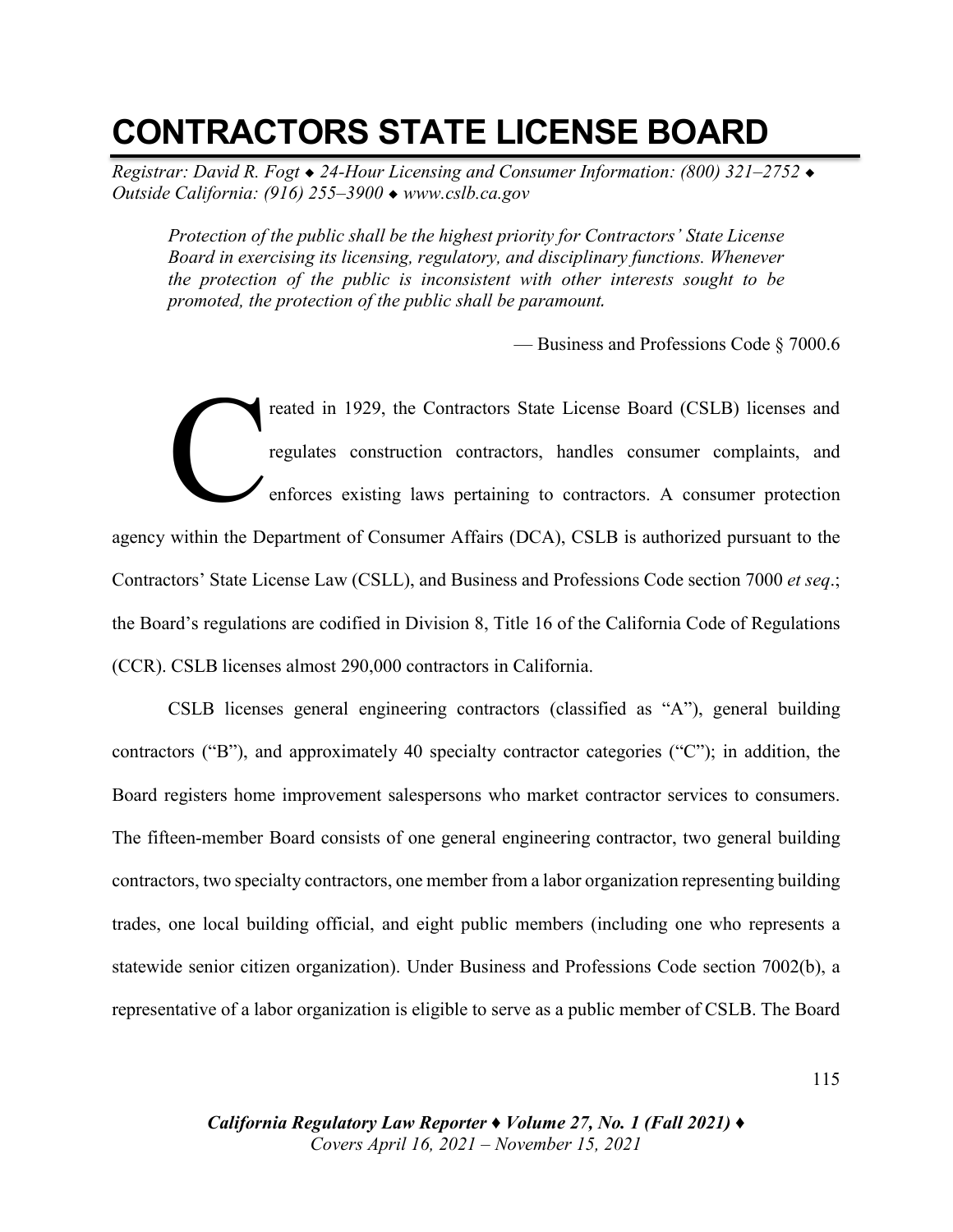# CONTRACTORS STATE LICENSE BOARD

*Registrar: David R. Fogt ◆ 24-Hour Licensing and Consumer Information: (800) 321–2752 ◆ Outside California: (916) 255–3900 ◆ www.cslb.ca.gov*

> *Protection of the public shall be the highest priority for Contractors' State License Board in exercising its licensing, regulatory, and disciplinary functions. Whenever the protection of the public is inconsistent with other interests sought to be promoted, the protection of the public shall be paramount.*
>
> — Business and Professions Code § 7000.6

Created in 1929, the Contractors State License Board (CSLB) licenses and regulates construction contractors, handles consumer complaints, and enforces existing laws pertaining to contractors. A consumer protection agency within the Department of Consumer Affairs (DCA), CSLB is authorized pursuant to the Contractors' State License Law (CSLL), and Business and Professions Code section 7000 *et seq*.; the Board's regulations are codified in Division 8, Title 16 of the California Code of Regulations (CCR). CSLB licenses almost 290,000 contractors in California.

CSLB licenses general engineering contractors (classified as "A"), general building contractors ("B"), and approximately 40 specialty contractor categories ("C"); in addition, the Board registers home improvement salespersons who market contractor services to consumers. The fifteen-member Board consists of one general engineering contractor, two general building contractors, two specialty contractors, one member from a labor organization representing building trades, one local building official, and eight public members (including one who represents a statewide senior citizen organization). Under Business and Professions Code section 7002(b), a representative of a labor organization is eligible to serve as a public member of CSLB. The Board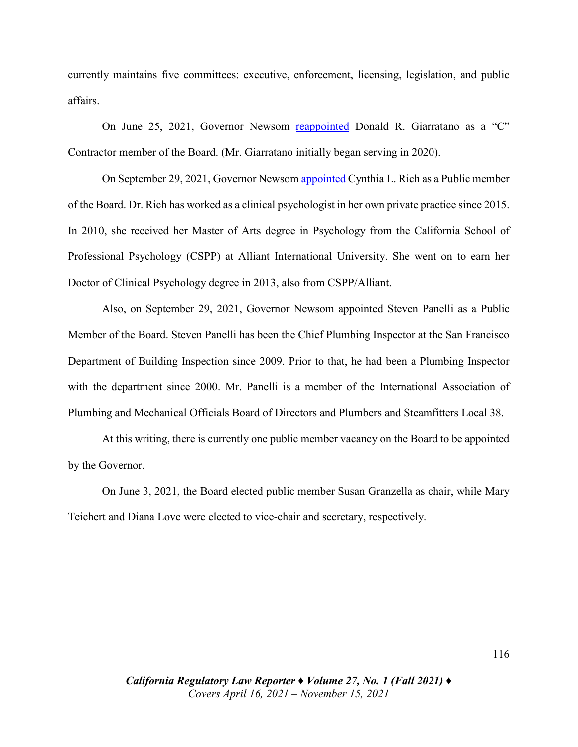currently maintains five committees: executive, enforcement, licensing, legislation, and public affairs.

On June 25, 2021, Governor Newsom [reappointed](#) Donald R. Giarratano as a "C" Contractor member of the Board. (Mr. Giarratano initially began serving in 2020).

On September 29, 2021, Governor Newsom [appointed](#) Cynthia L. Rich as a Public member of the Board. Dr. Rich has worked as a clinical psychologist in her own private practice since 2015. In 2010, she received her Master of Arts degree in Psychology from the California School of Professional Psychology (CSPP) at Alliant International University. She went on to earn her Doctor of Clinical Psychology degree in 2013, also from CSPP/Alliant.

Also, on September 29, 2021, Governor Newsom appointed Steven Panelli as a Public Member of the Board. Steven Panelli has been the Chief Plumbing Inspector at the San Francisco Department of Building Inspection since 2009. Prior to that, he had been a Plumbing Inspector with the department since 2000. Mr. Panelli is a member of the International Association of Plumbing and Mechanical Officials Board of Directors and Plumbers and Steamfitters Local 38.

At this writing, there is currently one public member vacancy on the Board to be appointed by the Governor.

On June 3, 2021, the Board elected public member Susan Granzella as chair, while Mary Teichert and Diana Love were elected to vice-chair and secretary, respectively.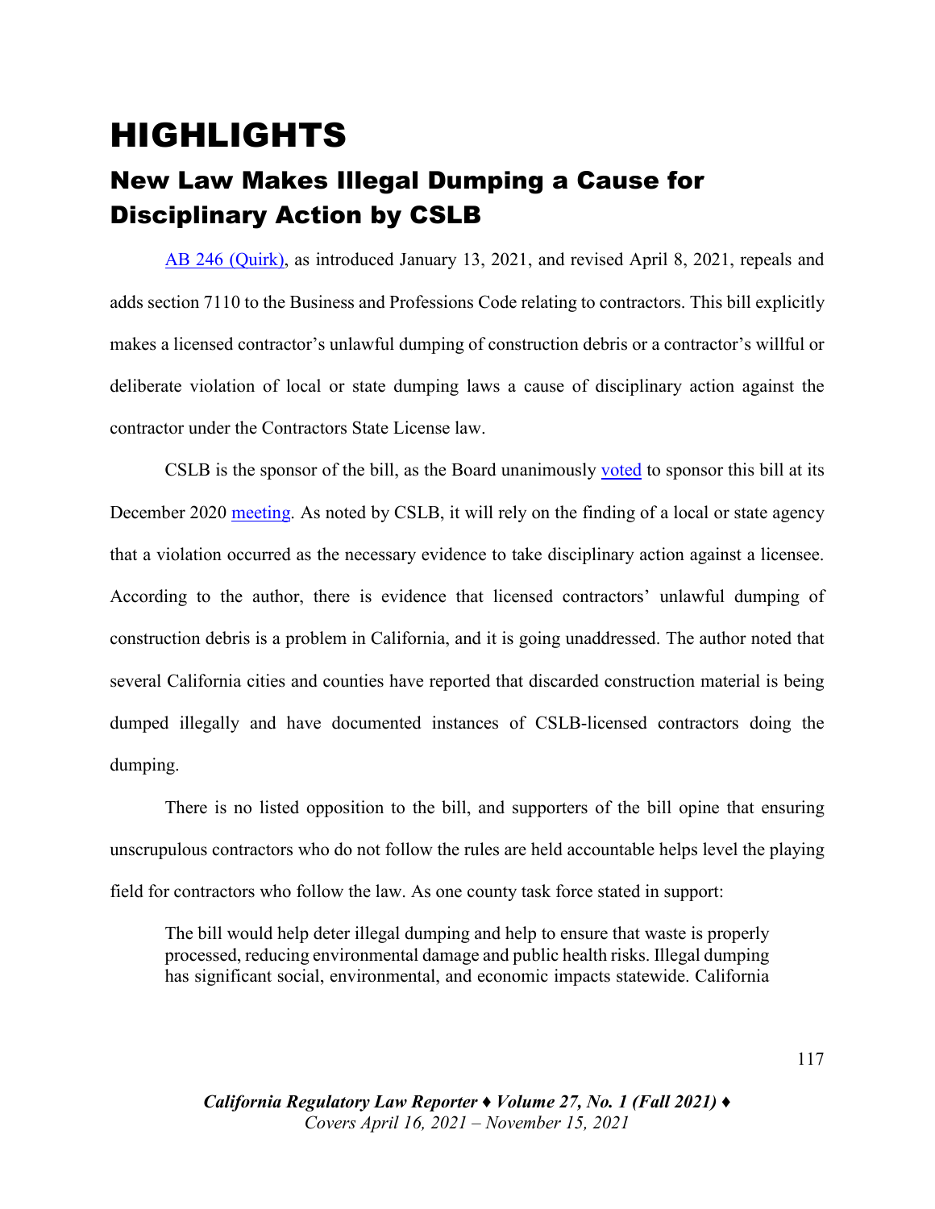# HIGHLIGHTS

## New Law Makes Illegal Dumping a Cause for Disciplinary Action by CSLB

AB 246 (Quirk), as introduced January 13, 2021, and revised April 8, 2021, repeals and adds section 7110 to the Business and Professions Code relating to contractors. This bill explicitly makes a licensed contractor's unlawful dumping of construction debris or a contractor's willful or deliberate violation of local or state dumping laws a cause of disciplinary action against the contractor under the Contractors State License law.

CSLB is the sponsor of the bill, as the Board unanimously voted to sponsor this bill at its December 2020 meeting. As noted by CSLB, it will rely on the finding of a local or state agency that a violation occurred as the necessary evidence to take disciplinary action against a licensee. According to the author, there is evidence that licensed contractors' unlawful dumping of construction debris is a problem in California, and it is going unaddressed. The author noted that several California cities and counties have reported that discarded construction material is being dumped illegally and have documented instances of CSLB-licensed contractors doing the dumping.

There is no listed opposition to the bill, and supporters of the bill opine that ensuring unscrupulous contractors who do not follow the rules are held accountable helps level the playing field for contractors who follow the law. As one county task force stated in support:

> The bill would help deter illegal dumping and help to ensure that waste is properly processed, reducing environmental damage and public health risks. Illegal dumping has significant social, environmental, and economic impacts statewide. California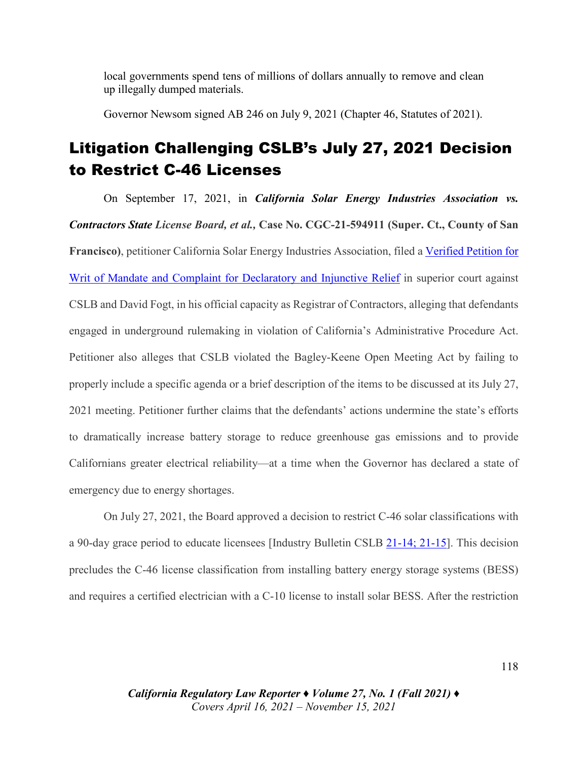local governments spend tens of millions of dollars annually to remove and clean up illegally dumped materials.

Governor Newsom signed AB 246 on July 9, 2021 (Chapter 46, Statutes of 2021).

## Litigation Challenging CSLB's July 27, 2021 Decision to Restrict C-46 Licenses

On September 17, 2021, in ***California Solar Energy Industries Association vs. Contractors State License Board, et al.*, Case No. CGC-21-594911 (Super. Ct., County of San Francisco)**, petitioner California Solar Energy Industries Association, filed a Verified Petition for Writ of Mandate and Complaint for Declaratory and Injunctive Relief in superior court against CSLB and David Fogt, in his official capacity as Registrar of Contractors, alleging that defendants engaged in underground rulemaking in violation of California's Administrative Procedure Act. Petitioner also alleges that CSLB violated the Bagley-Keene Open Meeting Act by failing to properly include a specific agenda or a brief description of the items to be discussed at its July 27, 2021 meeting. Petitioner further claims that the defendants' actions undermine the state's efforts to dramatically increase battery storage to reduce greenhouse gas emissions and to provide Californians greater electrical reliability—at a time when the Governor has declared a state of emergency due to energy shortages.

On July 27, 2021, the Board approved a decision to restrict C-46 solar classifications with a 90-day grace period to educate licensees [Industry Bulletin CSLB 21-14; 21-15]. This decision precludes the C-46 license classification from installing battery energy storage systems (BESS) and requires a certified electrician with a C-10 license to install solar BESS. After the restriction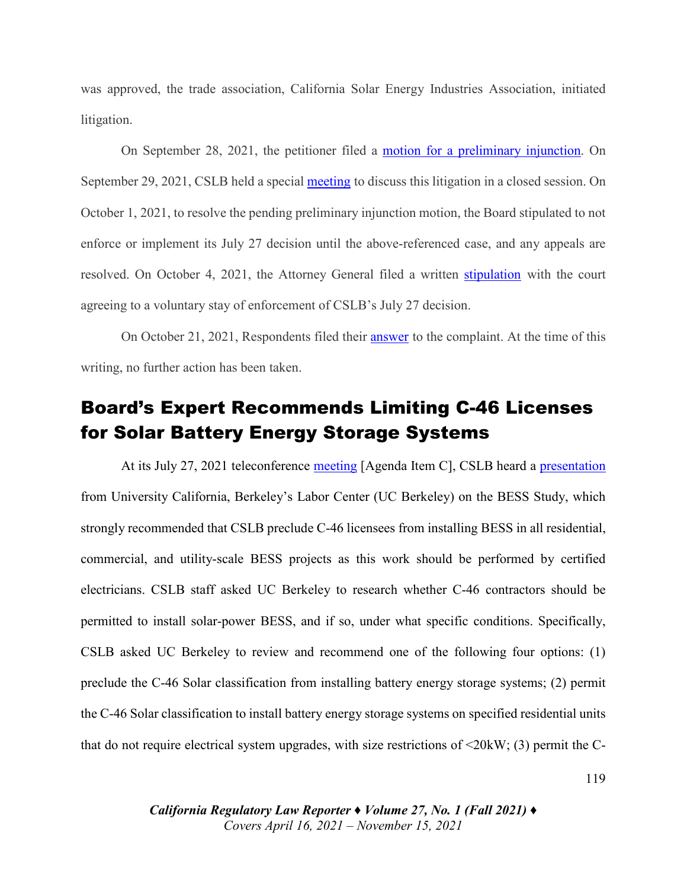was approved, the trade association, California Solar Energy Industries Association, initiated litigation.

On September 28, 2021, the petitioner filed a motion for a preliminary injunction. On September 29, 2021, CSLB held a special meeting to discuss this litigation in a closed session. On October 1, 2021, to resolve the pending preliminary injunction motion, the Board stipulated to not enforce or implement its July 27 decision until the above-referenced case, and any appeals are resolved. On October 4, 2021, the Attorney General filed a written stipulation with the court agreeing to a voluntary stay of enforcement of CSLB's July 27 decision.

On October 21, 2021, Respondents filed their answer to the complaint. At the time of this writing, no further action has been taken.

## Board's Expert Recommends Limiting C-46 Licenses for Solar Battery Energy Storage Systems

At its July 27, 2021 teleconference meeting [Agenda Item C], CSLB heard a presentation from University California, Berkeley's Labor Center (UC Berkeley) on the BESS Study, which strongly recommended that CSLB preclude C-46 licensees from installing BESS in all residential, commercial, and utility-scale BESS projects as this work should be performed by certified electricians. CSLB staff asked UC Berkeley to research whether C-46 contractors should be permitted to install solar-power BESS, and if so, under what specific conditions. Specifically, CSLB asked UC Berkeley to review and recommend one of the following four options: (1) preclude the C-46 Solar classification from installing battery energy storage systems; (2) permit the C-46 Solar classification to install battery energy storage systems on specified residential units that do not require electrical system upgrades, with size restrictions of <20kW; (3) permit the C-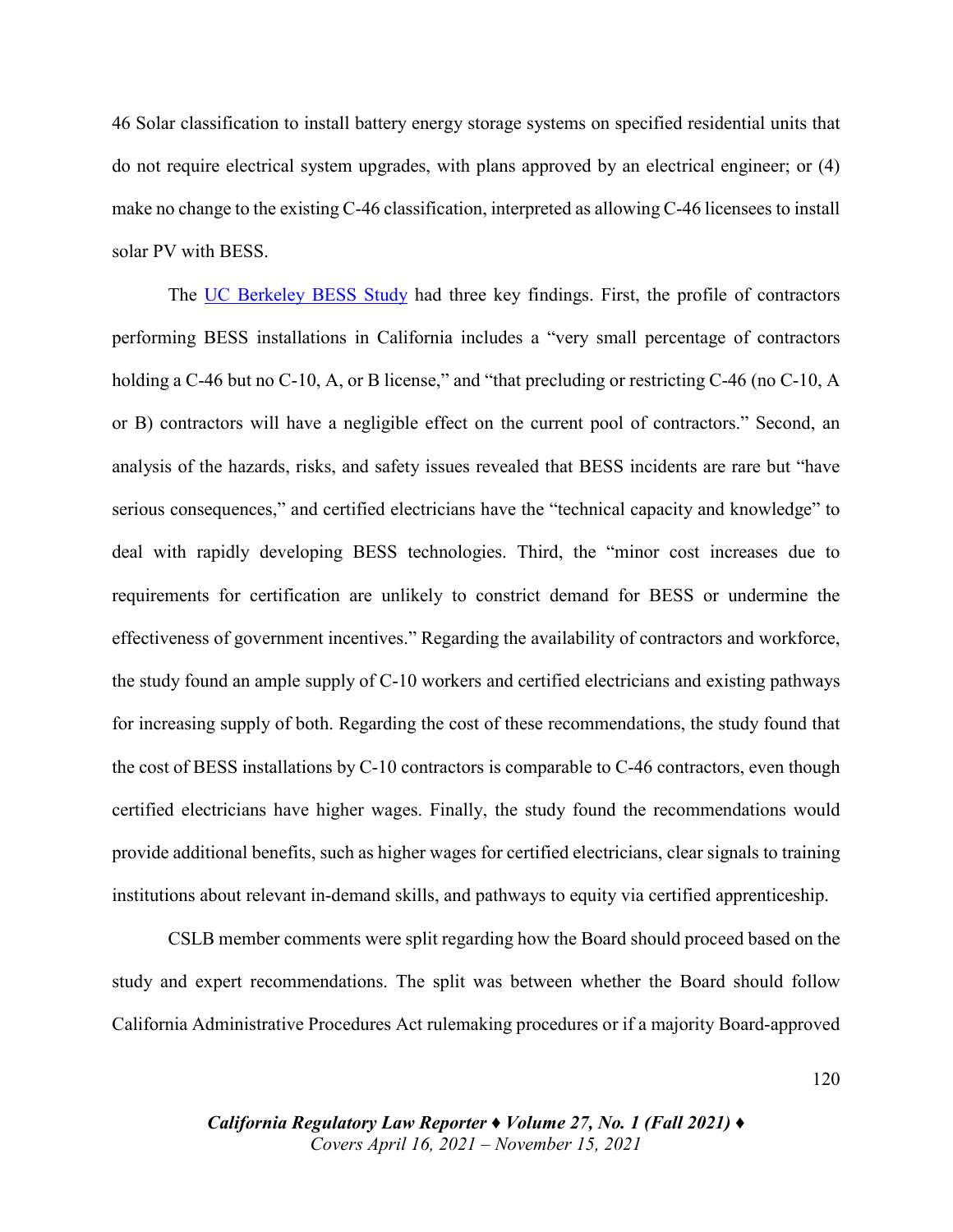46 Solar classification to install battery energy storage systems on specified residential units that do not require electrical system upgrades, with plans approved by an electrical engineer; or (4) make no change to the existing C-46 classification, interpreted as allowing C-46 licensees to install solar PV with BESS.

The [UC Berkeley BESS Study](#) had three key findings. First, the profile of contractors performing BESS installations in California includes a "very small percentage of contractors holding a C-46 but no C-10, A, or B license," and "that precluding or restricting C-46 (no C-10, A or B) contractors will have a negligible effect on the current pool of contractors." Second, an analysis of the hazards, risks, and safety issues revealed that BESS incidents are rare but "have serious consequences," and certified electricians have the "technical capacity and knowledge" to deal with rapidly developing BESS technologies. Third, the "minor cost increases due to requirements for certification are unlikely to constrict demand for BESS or undermine the effectiveness of government incentives." Regarding the availability of contractors and workforce, the study found an ample supply of C-10 workers and certified electricians and existing pathways for increasing supply of both. Regarding the cost of these recommendations, the study found that the cost of BESS installations by C-10 contractors is comparable to C-46 contractors, even though certified electricians have higher wages. Finally, the study found the recommendations would provide additional benefits, such as higher wages for certified electricians, clear signals to training institutions about relevant in-demand skills, and pathways to equity via certified apprenticeship.

CSLB member comments were split regarding how the Board should proceed based on the study and expert recommendations. The split was between whether the Board should follow California Administrative Procedures Act rulemaking procedures or if a majority Board-approved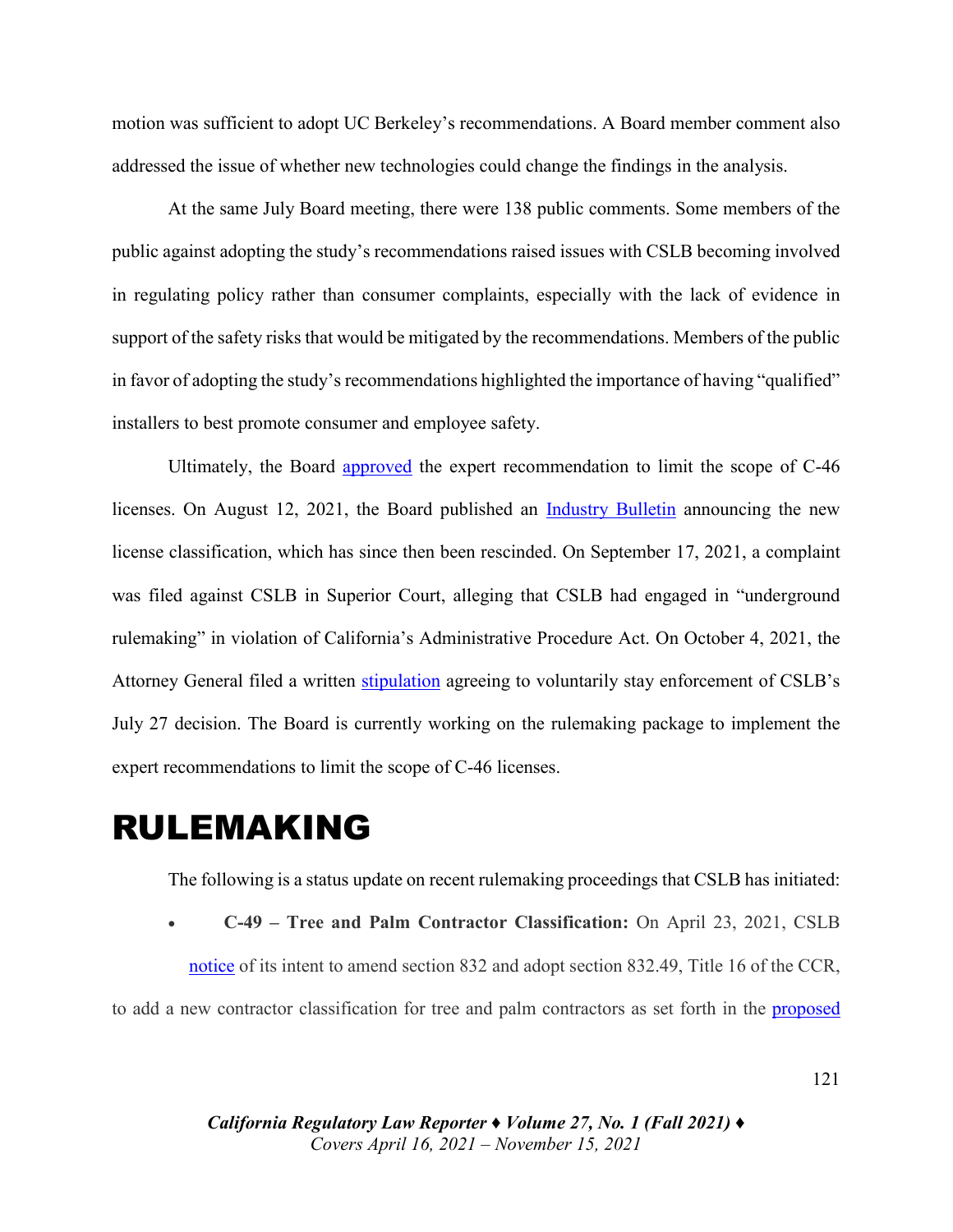motion was sufficient to adopt UC Berkeley's recommendations. A Board member comment also addressed the issue of whether new technologies could change the findings in the analysis.

At the same July Board meeting, there were 138 public comments. Some members of the public against adopting the study's recommendations raised issues with CSLB becoming involved in regulating policy rather than consumer complaints, especially with the lack of evidence in support of the safety risks that would be mitigated by the recommendations. Members of the public in favor of adopting the study's recommendations highlighted the importance of having "qualified" installers to best promote consumer and employee safety.

Ultimately, the Board approved the expert recommendation to limit the scope of C-46 licenses. On August 12, 2021, the Board published an Industry Bulletin announcing the new license classification, which has since then been rescinded. On September 17, 2021, a complaint was filed against CSLB in Superior Court, alleging that CSLB had engaged in "underground rulemaking" in violation of California's Administrative Procedure Act. On October 4, 2021, the Attorney General filed a written stipulation agreeing to voluntarily stay enforcement of CSLB's July 27 decision. The Board is currently working on the rulemaking package to implement the expert recommendations to limit the scope of C-46 licenses.

# RULEMAKING

The following is a status update on recent rulemaking proceedings that CSLB has initiated:

- **C-49 – Tree and Palm Contractor Classification:** On April 23, 2021, CSLB notice of its intent to amend section 832 and adopt section 832.49, Title 16 of the CCR, to add a new contractor classification for tree and palm contractors as set forth in the proposed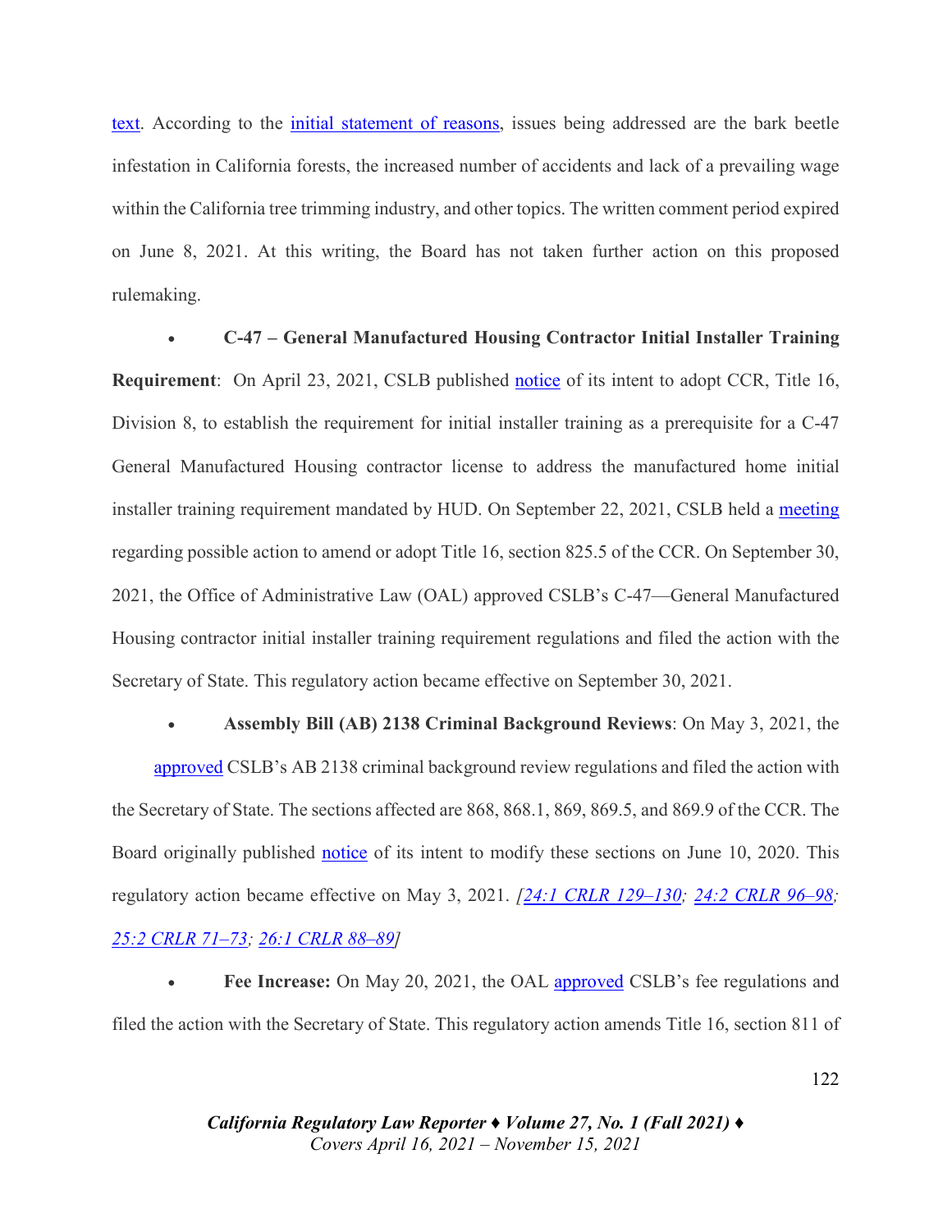text. According to the initial statement of reasons, issues being addressed are the bark beetle infestation in California forests, the increased number of accidents and lack of a prevailing wage within the California tree trimming industry, and other topics. The written comment period expired on June 8, 2021. At this writing, the Board has not taken further action on this proposed rulemaking.

- **C-47 – General Manufactured Housing Contractor Initial Installer Training Requirement**: On April 23, 2021, CSLB published notice of its intent to adopt CCR, Title 16, Division 8, to establish the requirement for initial installer training as a prerequisite for a C-47 General Manufactured Housing contractor license to address the manufactured home initial installer training requirement mandated by HUD. On September 22, 2021, CSLB held a meeting regarding possible action to amend or adopt Title 16, section 825.5 of the CCR. On September 30, 2021, the Office of Administrative Law (OAL) approved CSLB's C-47—General Manufactured Housing contractor initial installer training requirement regulations and filed the action with the Secretary of State. This regulatory action became effective on September 30, 2021.

- **Assembly Bill (AB) 2138 Criminal Background Reviews**: On May 3, 2021, the approved CSLB's AB 2138 criminal background review regulations and filed the action with the Secretary of State. The sections affected are 868, 868.1, 869, 869.5, and 869.9 of the CCR. The Board originally published notice of its intent to modify these sections on June 10, 2020. This regulatory action became effective on May 3, 2021. *[24:1 CRLR 129–130; 24:2 CRLR 96–98; 25:2 CRLR 71–73; 26:1 CRLR 88–89]*

- **Fee Increase:** On May 20, 2021, the OAL approved CSLB's fee regulations and filed the action with the Secretary of State. This regulatory action amends Title 16, section 811 of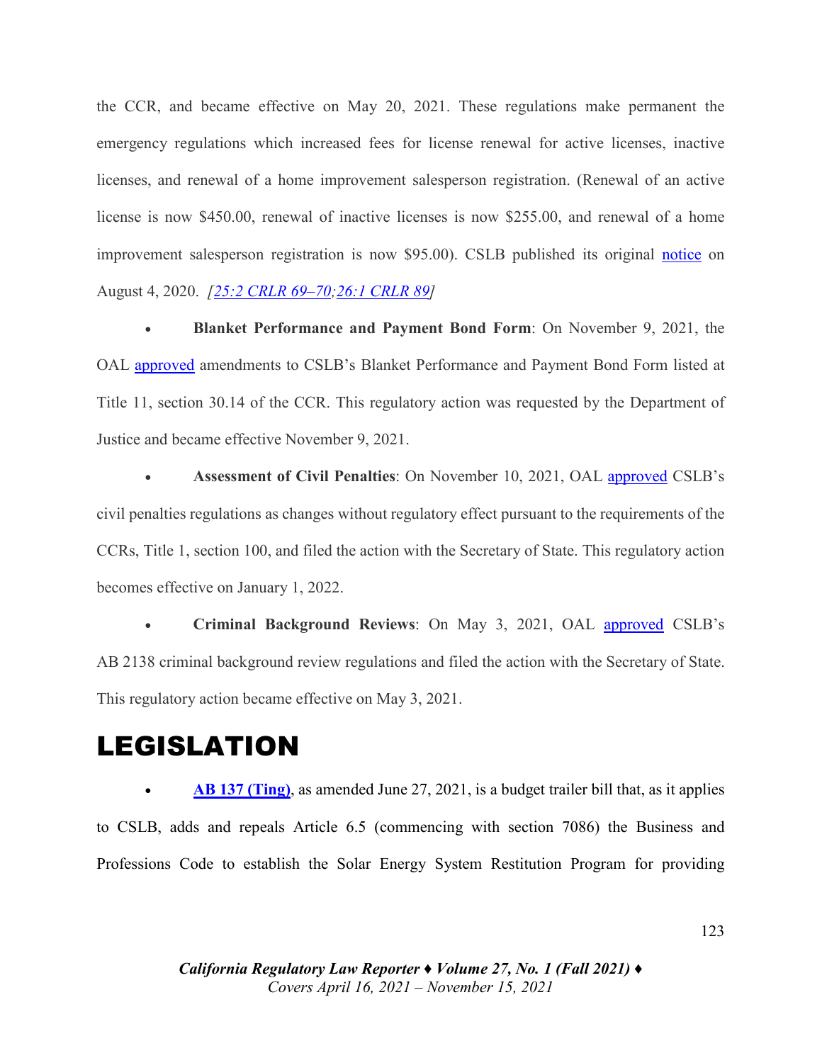the CCR, and became effective on May 20, 2021. These regulations make permanent the emergency regulations which increased fees for license renewal for active licenses, inactive licenses, and renewal of a home improvement salesperson registration. (Renewal of an active license is now $450.00, renewal of inactive licenses is now $255.00, and renewal of a home improvement salesperson registration is now $95.00). CSLB published its original notice on August 4, 2020. *[25:2 CRLR 69–70;26:1 CRLR 89]*

- **Blanket Performance and Payment Bond Form**: On November 9, 2021, the OAL approved amendments to CSLB's Blanket Performance and Payment Bond Form listed at Title 11, section 30.14 of the CCR. This regulatory action was requested by the Department of Justice and became effective November 9, 2021.

- **Assessment of Civil Penalties**: On November 10, 2021, OAL approved CSLB's civil penalties regulations as changes without regulatory effect pursuant to the requirements of the CCRs, Title 1, section 100, and filed the action with the Secretary of State. This regulatory action becomes effective on January 1, 2022.

- **Criminal Background Reviews**: On May 3, 2021, OAL approved CSLB's AB 2138 criminal background review regulations and filed the action with the Secretary of State. This regulatory action became effective on May 3, 2021.

# LEGISLATION

- **AB 137 (Ting)**, as amended June 27, 2021, is a budget trailer bill that, as it applies to CSLB, adds and repeals Article 6.5 (commencing with section 7086) the Business and Professions Code to establish the Solar Energy System Restitution Program for providing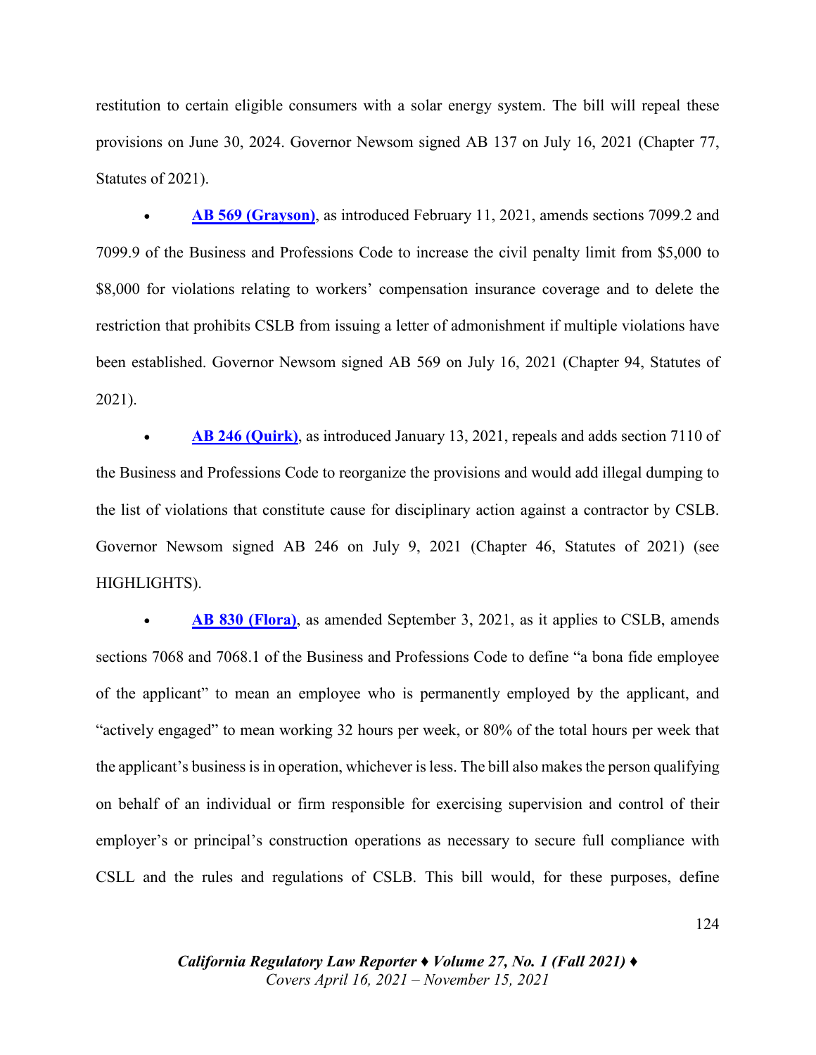restitution to certain eligible consumers with a solar energy system. The bill will repeal these provisions on June 30, 2024. Governor Newsom signed AB 137 on July 16, 2021 (Chapter 77, Statutes of 2021).

- **AB 569 (Grayson)**, as introduced February 11, 2021, amends sections 7099.2 and 7099.9 of the Business and Professions Code to increase the civil penalty limit from $5,000 to $8,000 for violations relating to workers' compensation insurance coverage and to delete the restriction that prohibits CSLB from issuing a letter of admonishment if multiple violations have been established. Governor Newsom signed AB 569 on July 16, 2021 (Chapter 94, Statutes of 2021).

- **AB 246 (Quirk)**, as introduced January 13, 2021, repeals and adds section 7110 of the Business and Professions Code to reorganize the provisions and would add illegal dumping to the list of violations that constitute cause for disciplinary action against a contractor by CSLB. Governor Newsom signed AB 246 on July 9, 2021 (Chapter 46, Statutes of 2021) (see HIGHLIGHTS).

- **AB 830 (Flora)**, as amended September 3, 2021, as it applies to CSLB, amends sections 7068 and 7068.1 of the Business and Professions Code to define "a bona fide employee of the applicant" to mean an employee who is permanently employed by the applicant, and "actively engaged" to mean working 32 hours per week, or 80% of the total hours per week that the applicant's business is in operation, whichever is less. The bill also makes the person qualifying on behalf of an individual or firm responsible for exercising supervision and control of their employer's or principal's construction operations as necessary to secure full compliance with CSLL and the rules and regulations of CSLB. This bill would, for these purposes, define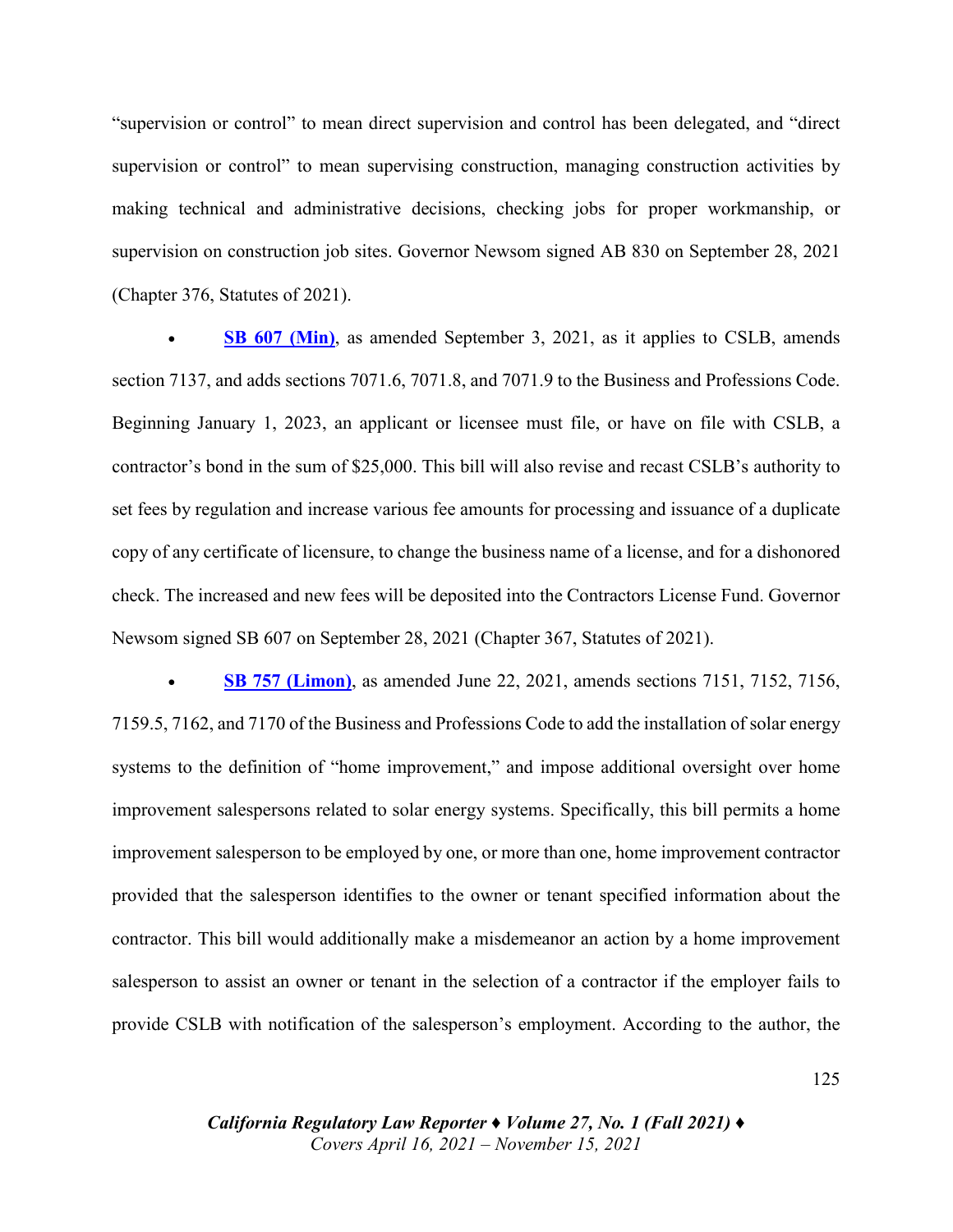"supervision or control" to mean direct supervision and control has been delegated, and "direct supervision or control" to mean supervising construction, managing construction activities by making technical and administrative decisions, checking jobs for proper workmanship, or supervision on construction job sites. Governor Newsom signed AB 830 on September 28, 2021 (Chapter 376, Statutes of 2021).

- **SB 607 (Min)**, as amended September 3, 2021, as it applies to CSLB, amends section 7137, and adds sections 7071.6, 7071.8, and 7071.9 to the Business and Professions Code. Beginning January 1, 2023, an applicant or licensee must file, or have on file with CSLB, a contractor's bond in the sum of $25,000. This bill will also revise and recast CSLB's authority to set fees by regulation and increase various fee amounts for processing and issuance of a duplicate copy of any certificate of licensure, to change the business name of a license, and for a dishonored check. The increased and new fees will be deposited into the Contractors License Fund. Governor Newsom signed SB 607 on September 28, 2021 (Chapter 367, Statutes of 2021).

- **SB 757 (Limon)**, as amended June 22, 2021, amends sections 7151, 7152, 7156, 7159.5, 7162, and 7170 of the Business and Professions Code to add the installation of solar energy systems to the definition of "home improvement," and impose additional oversight over home improvement salespersons related to solar energy systems. Specifically, this bill permits a home improvement salesperson to be employed by one, or more than one, home improvement contractor provided that the salesperson identifies to the owner or tenant specified information about the contractor. This bill would additionally make a misdemeanor an action by a home improvement salesperson to assist an owner or tenant in the selection of a contractor if the employer fails to provide CSLB with notification of the salesperson's employment. According to the author, the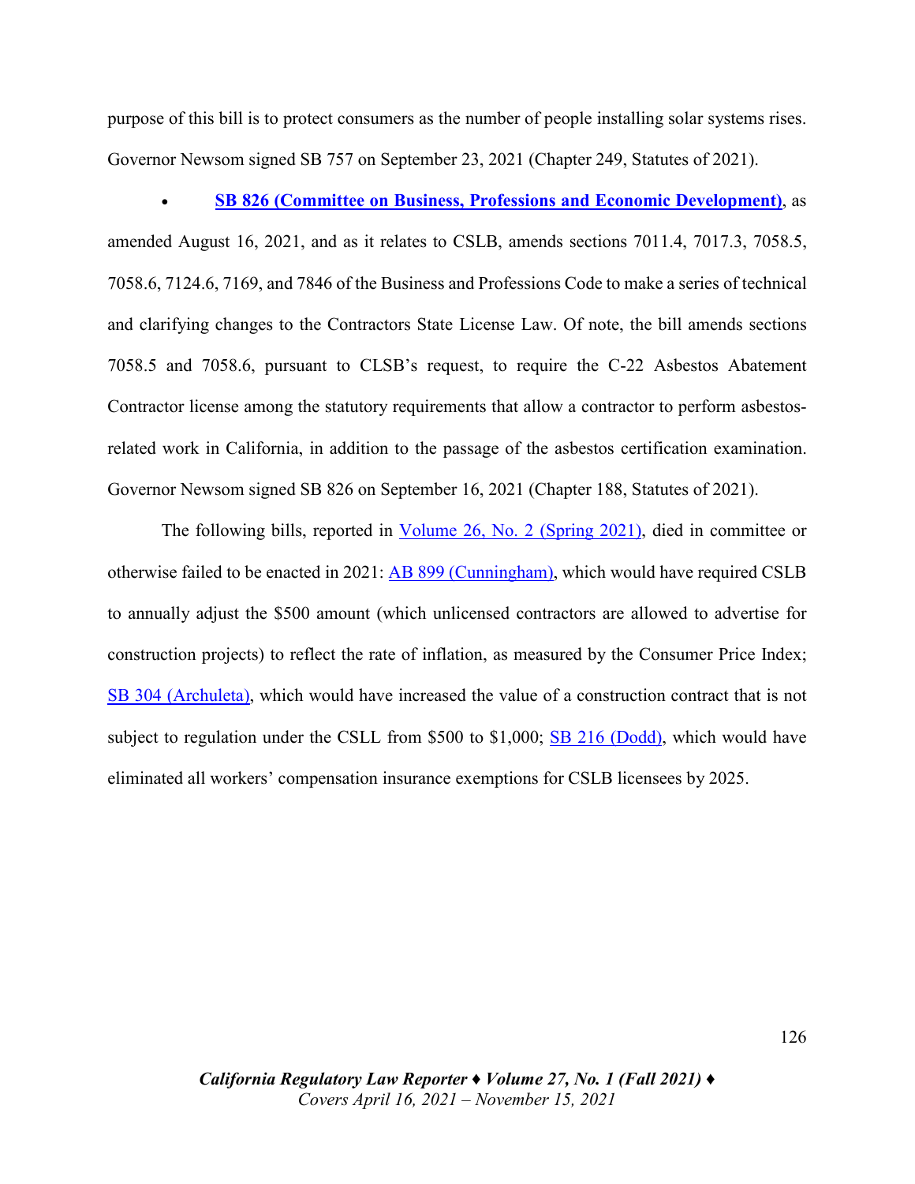purpose of this bill is to protect consumers as the number of people installing solar systems rises. Governor Newsom signed SB 757 on September 23, 2021 (Chapter 249, Statutes of 2021).

- **SB 826 (Committee on Business, Professions and Economic Development)**, as amended August 16, 2021, and as it relates to CSLB, amends sections 7011.4, 7017.3, 7058.5, 7058.6, 7124.6, 7169, and 7846 of the Business and Professions Code to make a series of technical and clarifying changes to the Contractors State License Law. Of note, the bill amends sections 7058.5 and 7058.6, pursuant to CLSB's request, to require the C-22 Asbestos Abatement Contractor license among the statutory requirements that allow a contractor to perform asbestos-related work in California, in addition to the passage of the asbestos certification examination. Governor Newsom signed SB 826 on September 16, 2021 (Chapter 188, Statutes of 2021).

The following bills, reported in Volume 26, No. 2 (Spring 2021), died in committee or otherwise failed to be enacted in 2021: AB 899 (Cunningham), which would have required CSLB to annually adjust the $500 amount (which unlicensed contractors are allowed to advertise for construction projects) to reflect the rate of inflation, as measured by the Consumer Price Index; SB 304 (Archuleta), which would have increased the value of a construction contract that is not subject to regulation under the CSLL from $500 to $1,000; SB 216 (Dodd), which would have eliminated all workers' compensation insurance exemptions for CSLB licensees by 2025.